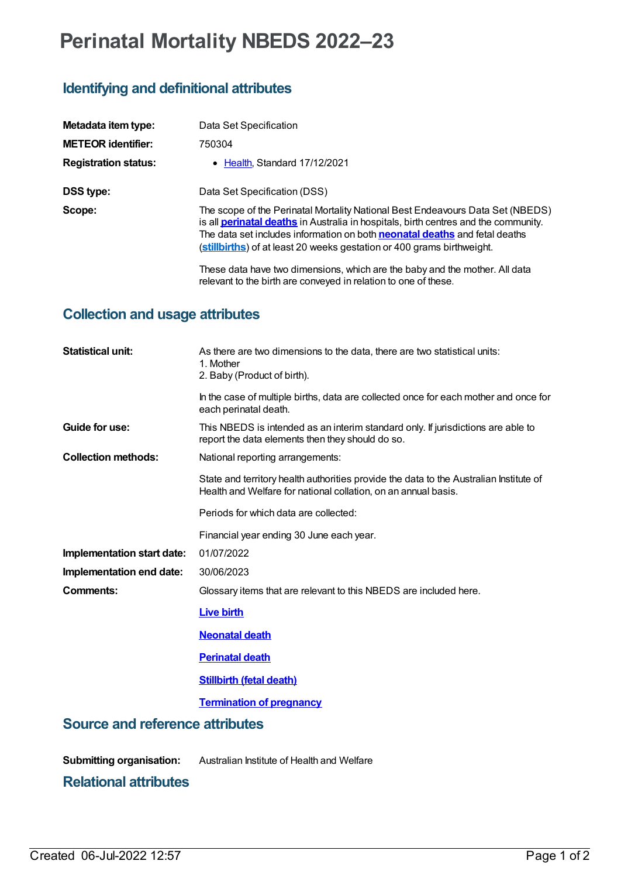# Perinatal Mortality NBEDS 2022–23

## Identifying and definitional attributes

| | |
|---|---|
| **Metadata item type:** | Data Set Specification |
| **METEOR identifier:** | 750304 |
| **Registration status:** | • Health, Standard 17/12/2021 |
| **DSS type:** | Data Set Specification (DSS) |
| **Scope:** | The scope of the Perinatal Mortality National Best Endeavours Data Set (NBEDS) is all **perinatal deaths** in Australia in hospitals, birth centres and the community. The data set includes information on both **neonatal deaths** and fetal deaths (**stillbirths**) of at least 20 weeks gestation or 400 grams birthweight.<br><br>These data have two dimensions, which are the baby and the mother. All data relevant to the birth are conveyed in relation to one of these. |

## Collection and usage attributes

| | |
|---|---|
| **Statistical unit:** | As there are two dimensions to the data, there are two statistical units:<br>1. Mother<br>2. Baby (Product of birth).<br><br>In the case of multiple births, data are collected once for each mother and once for each perinatal death. |
| **Guide for use:** | This NBEDS is intended as an interim standard only. If jurisdictions are able to report the data elements then they should do so. |
| **Collection methods:** | National reporting arrangements:<br><br>State and territory health authorities provide the data to the Australian Institute of Health and Welfare for national collation, on an annual basis.<br><br>Periods for which data are collected:<br><br>Financial year ending 30 June each year. |
| **Implementation start date:** | 01/07/2022 |
| **Implementation end date:** | 30/06/2023 |
| **Comments:** | Glossary items that are relevant to this NBEDS are included here.<br><br>**Live birth**<br><br>**Neonatal death**<br><br>**Perinatal death**<br><br>**Stillbirth (fetal death)**<br><br>**Termination of pregnancy** |

## Source and reference attributes

| | |
|---|---|
| **Submitting organisation:** | Australian Institute of Health and Welfare |

## Relational attributes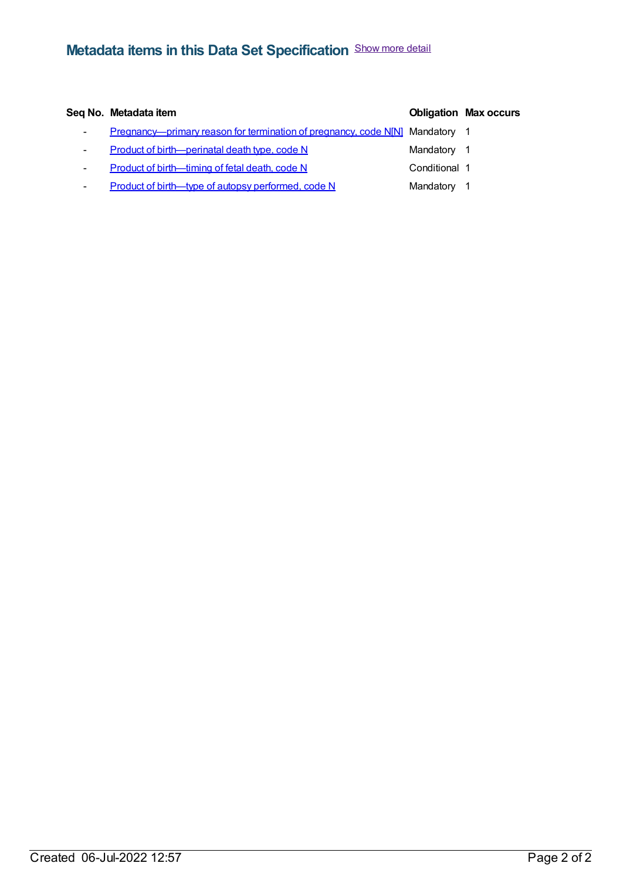## Metadata items in this Data Set Specification Show more detail

| Seq No. | Metadata item | Obligation | Max occurs |
| --- | --- | --- | --- |
| - | Pregnancy—primary reason for termination of pregnancy, code N[N] | Mandatory | 1 |
| - | Product of birth—perinatal death type, code N | Mandatory | 1 |
| - | Product of birth—timing of fetal death, code N | Conditional | 1 |
| - | Product of birth—type of autopsy performed, code N | Mandatory | 1 |

Created 06-Jul-2022 12:57